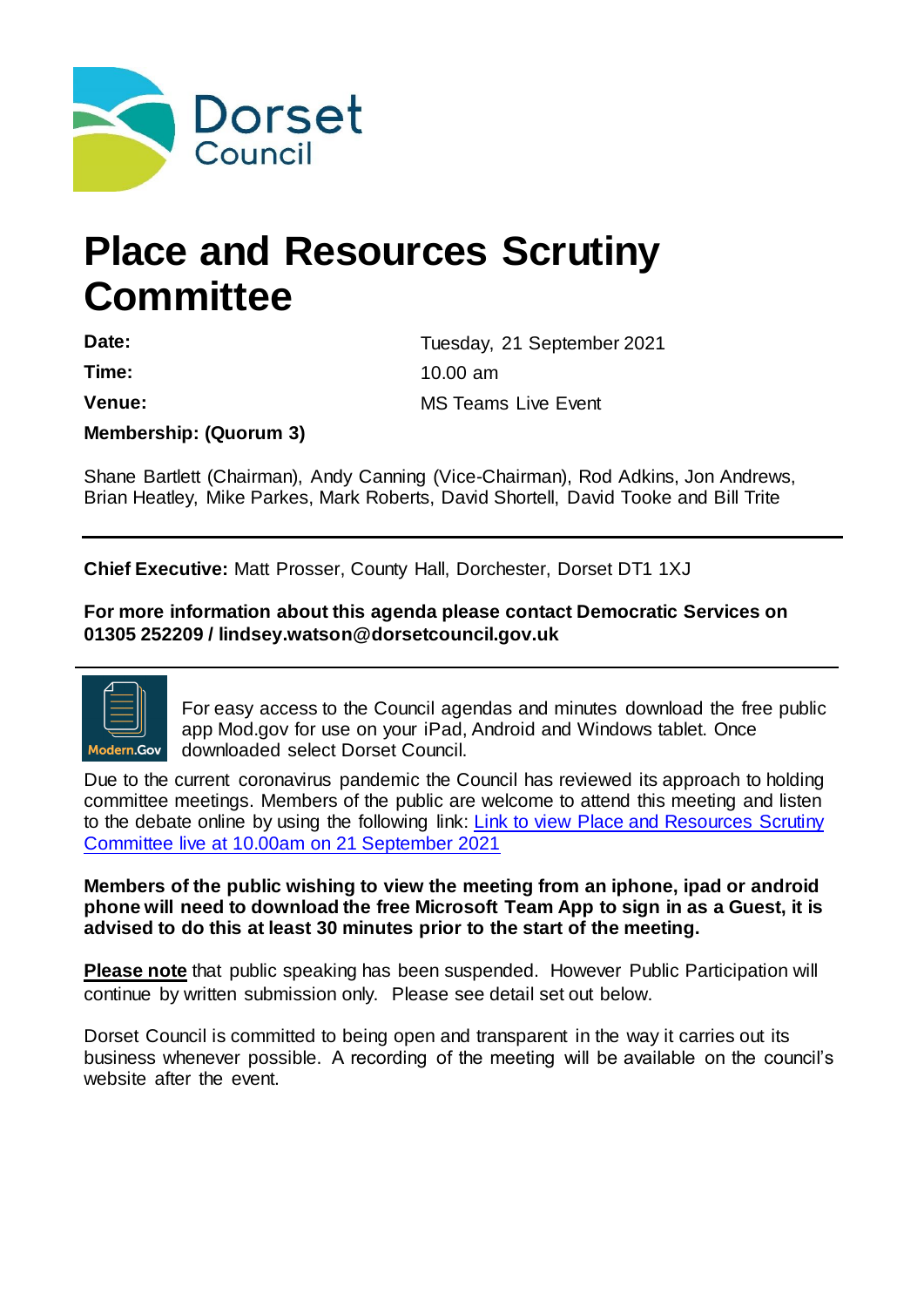# Place and Resources Scrutiny Committee

| | |
|---|---|
| **Date:** | Tuesday, 21 September 2021 |
| **Time:** | 10.00 am |
| **Venue:** | MS Teams Live Event |

**Membership: (Quorum 3)**

Shane Bartlett (Chairman), Andy Canning (Vice-Chairman), Rod Adkins, Jon Andrews, Brian Heatley, Mike Parkes, Mark Roberts, David Shortell, David Tooke and Bill Trite

---

**Chief Executive:** Matt Prosser, County Hall, Dorchester, Dorset DT1 1XJ

**For more information about this agenda please contact Democratic Services on 01305 252209 / lindsey.watson@dorsetcouncil.gov.uk**

---

For easy access to the Council agendas and minutes download the free public app Mod.gov for use on your iPad, Android and Windows tablet. Once downloaded select Dorset Council.

Due to the current coronavirus pandemic the Council has reviewed its approach to holding committee meetings. Members of the public are welcome to attend this meeting and listen to the debate online by using the following link: Link to view Place and Resources Scrutiny Committee live at 10.00am on 21 September 2021

**Members of the public wishing to view the meeting from an iphone, ipad or android phone will need to download the free Microsoft Team App to sign in as a Guest, it is advised to do this at least 30 minutes prior to the start of the meeting.**

**Please note** that public speaking has been suspended. However Public Participation will continue by written submission only. Please see detail set out below.

Dorset Council is committed to being open and transparent in the way it carries out its business whenever possible. A recording of the meeting will be available on the council's website after the event.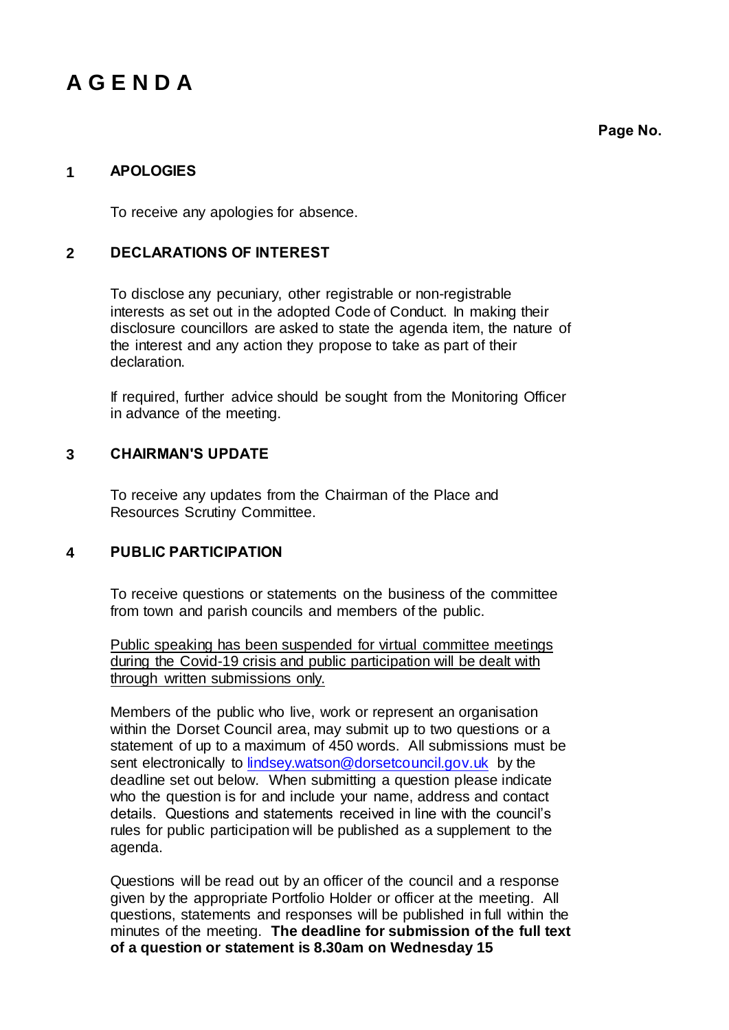# A G E N D A

**Page No.**

## 1 APOLOGIES

To receive any apologies for absence.

## 2 DECLARATIONS OF INTEREST

To disclose any pecuniary, other registrable or non-registrable interests as set out in the adopted Code of Conduct. In making their disclosure councillors are asked to state the agenda item, the nature of the interest and any action they propose to take as part of their declaration.

If required, further advice should be sought from the Monitoring Officer in advance of the meeting.

## 3 CHAIRMAN'S UPDATE

To receive any updates from the Chairman of the Place and Resources Scrutiny Committee.

## 4 PUBLIC PARTICIPATION

To receive questions or statements on the business of the committee from town and parish councils and members of the public.

Public speaking has been suspended for virtual committee meetings during the Covid-19 crisis and public participation will be dealt with through written submissions only.

Members of the public who live, work or represent an organisation within the Dorset Council area, may submit up to two questions or a statement of up to a maximum of 450 words. All submissions must be sent electronically to [lindsey.watson@dorsetcouncil.gov.uk](mailto:lindsey.watson@dorsetcouncil.gov.uk) by the deadline set out below. When submitting a question please indicate who the question is for and include your name, address and contact details. Questions and statements received in line with the council's rules for public participation will be published as a supplement to the agenda.

Questions will be read out by an officer of the council and a response given by the appropriate Portfolio Holder or officer at the meeting. All questions, statements and responses will be published in full within the minutes of the meeting. **The deadline for submission of the full text of a question or statement is 8.30am on Wednesday 15**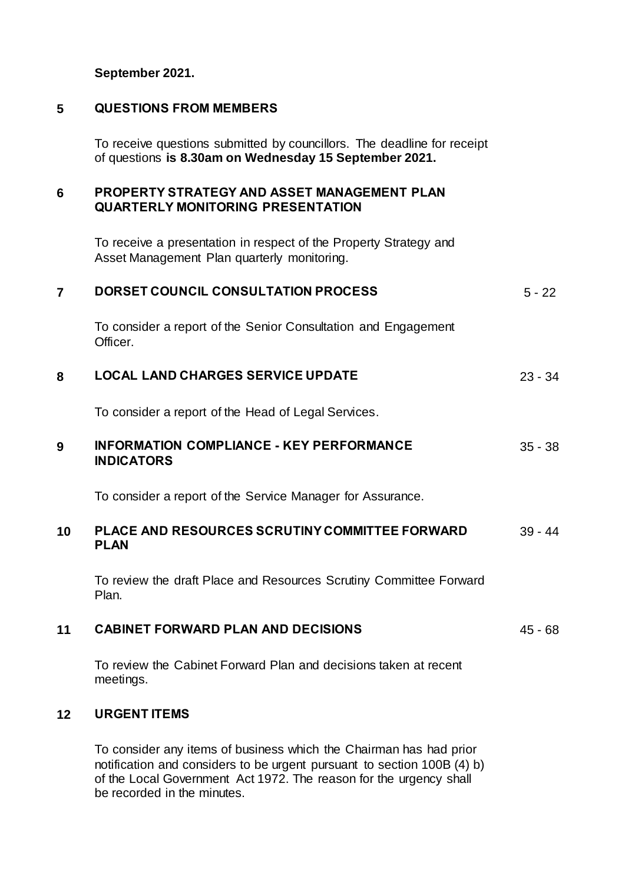**September 2021.**

## 5 QUESTIONS FROM MEMBERS

To receive questions submitted by councillors. The deadline for receipt of questions **is 8.30am on Wednesday 15 September 2021.**

## 6 PROPERTY STRATEGY AND ASSET MANAGEMENT PLAN QUARTERLY MONITORING PRESENTATION

To receive a presentation in respect of the Property Strategy and Asset Management Plan quarterly monitoring.

## 7 DORSET COUNCIL CONSULTATION PROCESS — 5 - 22

To consider a report of the Senior Consultation and Engagement Officer.

## 8 LOCAL LAND CHARGES SERVICE UPDATE — 23 - 34

To consider a report of the Head of Legal Services.

## 9 INFORMATION COMPLIANCE - KEY PERFORMANCE INDICATORS — 35 - 38

To consider a report of the Service Manager for Assurance.

## 10 PLACE AND RESOURCES SCRUTINY COMMITTEE FORWARD PLAN — 39 - 44

To review the draft Place and Resources Scrutiny Committee Forward Plan.

## 11 CABINET FORWARD PLAN AND DECISIONS — 45 - 68

To review the Cabinet Forward Plan and decisions taken at recent meetings.

## 12 URGENT ITEMS

To consider any items of business which the Chairman has had prior notification and considers to be urgent pursuant to section 100B (4) b) of the Local Government Act 1972. The reason for the urgency shall be recorded in the minutes.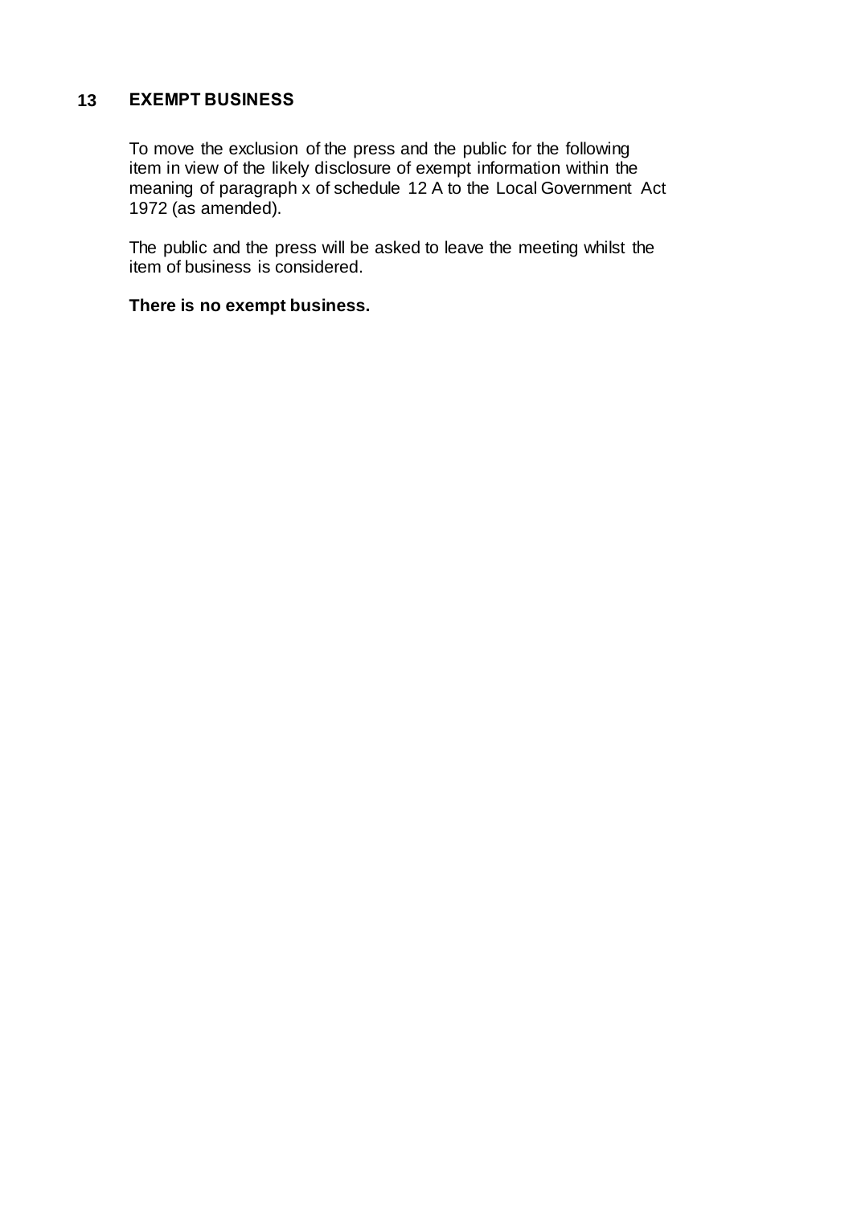## 13 EXEMPT BUSINESS

To move the exclusion of the press and the public for the following item in view of the likely disclosure of exempt information within the meaning of paragraph x of schedule 12 A to the Local Government Act 1972 (as amended).

The public and the press will be asked to leave the meeting whilst the item of business is considered.

**There is no exempt business.**